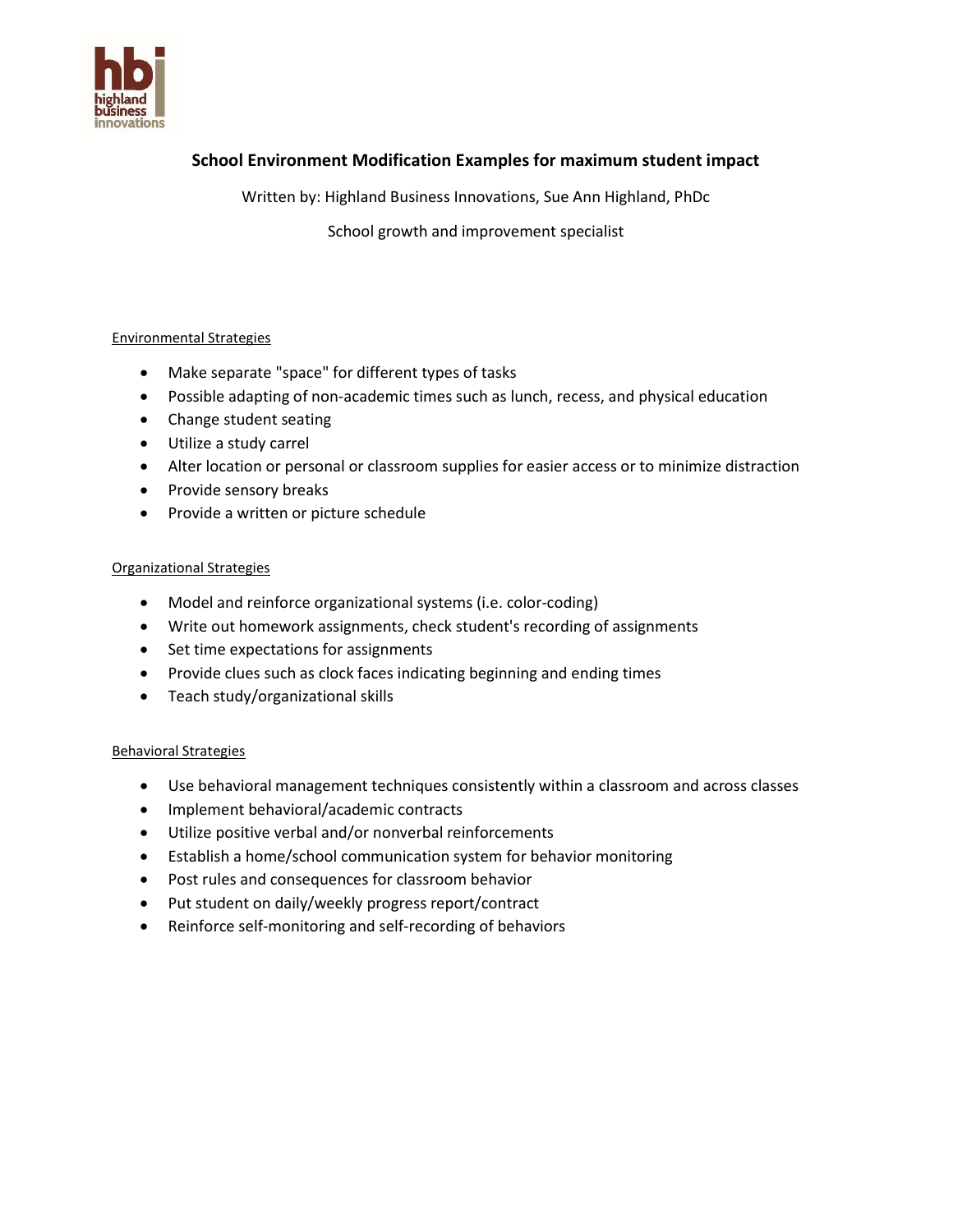hbi highland business innovations

# School Environment Modification Examples for maximum student impact

Written by: Highland Business Innovations, Sue Ann Highland, PhDc

School growth and improvement specialist

## Environmental Strategies

- Make separate "space" for different types of tasks
- Possible adapting of non-academic times such as lunch, recess, and physical education
- Change student seating
- Utilize a study carrel
- Alter location or personal or classroom supplies for easier access or to minimize distraction
- Provide sensory breaks
- Provide a written or picture schedule

## Organizational Strategies

- Model and reinforce organizational systems (i.e. color-coding)
- Write out homework assignments, check student's recording of assignments
- Set time expectations for assignments
- Provide clues such as clock faces indicating beginning and ending times
- Teach study/organizational skills

## Behavioral Strategies

- Use behavioral management techniques consistently within a classroom and across classes
- Implement behavioral/academic contracts
- Utilize positive verbal and/or nonverbal reinforcements
- Establish a home/school communication system for behavior monitoring
- Post rules and consequences for classroom behavior
- Put student on daily/weekly progress report/contract
- Reinforce self-monitoring and self-recording of behaviors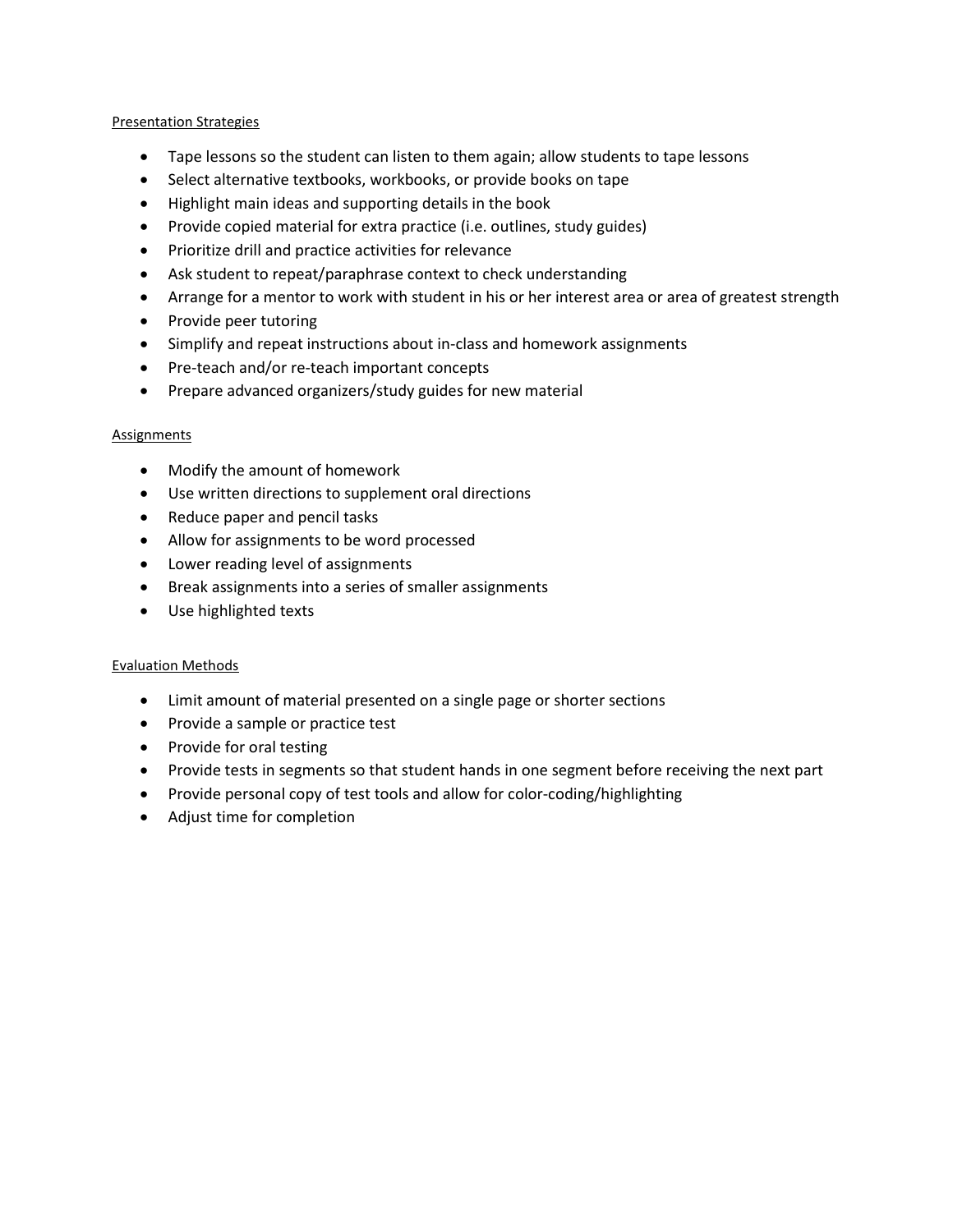<u>Presentation Strategies</u>

- Tape lessons so the student can listen to them again; allow students to tape lessons
- Select alternative textbooks, workbooks, or provide books on tape
- Highlight main ideas and supporting details in the book
- Provide copied material for extra practice (i.e. outlines, study guides)
- Prioritize drill and practice activities for relevance
- Ask student to repeat/paraphrase context to check understanding
- Arrange for a mentor to work with student in his or her interest area or area of greatest strength
- Provide peer tutoring
- Simplify and repeat instructions about in-class and homework assignments
- Pre-teach and/or re-teach important concepts
- Prepare advanced organizers/study guides for new material

<u>Assignments</u>

- Modify the amount of homework
- Use written directions to supplement oral directions
- Reduce paper and pencil tasks
- Allow for assignments to be word processed
- Lower reading level of assignments
- Break assignments into a series of smaller assignments
- Use highlighted texts

<u>Evaluation Methods</u>

- Limit amount of material presented on a single page or shorter sections
- Provide a sample or practice test
- Provide for oral testing
- Provide tests in segments so that student hands in one segment before receiving the next part
- Provide personal copy of test tools and allow for color-coding/highlighting
- Adjust time for completion